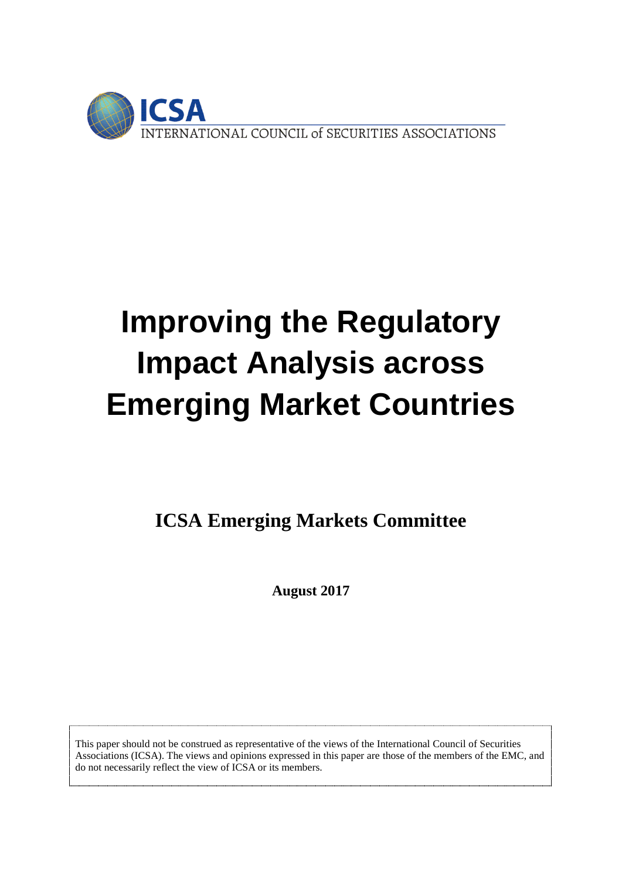ICSA

INTERNATIONAL COUNCIL of SECURITIES ASSOCIATIONS

# Improving the Regulatory Impact Analysis across Emerging Market Countries

**ICSA Emerging Markets Committee**

**August 2017**

This paper should not be construed as representative of the views of the International Council of Securities Associations (ICSA). The views and opinions expressed in this paper are those of the members of the EMC, and do not necessarily reflect the view of ICSA or its members.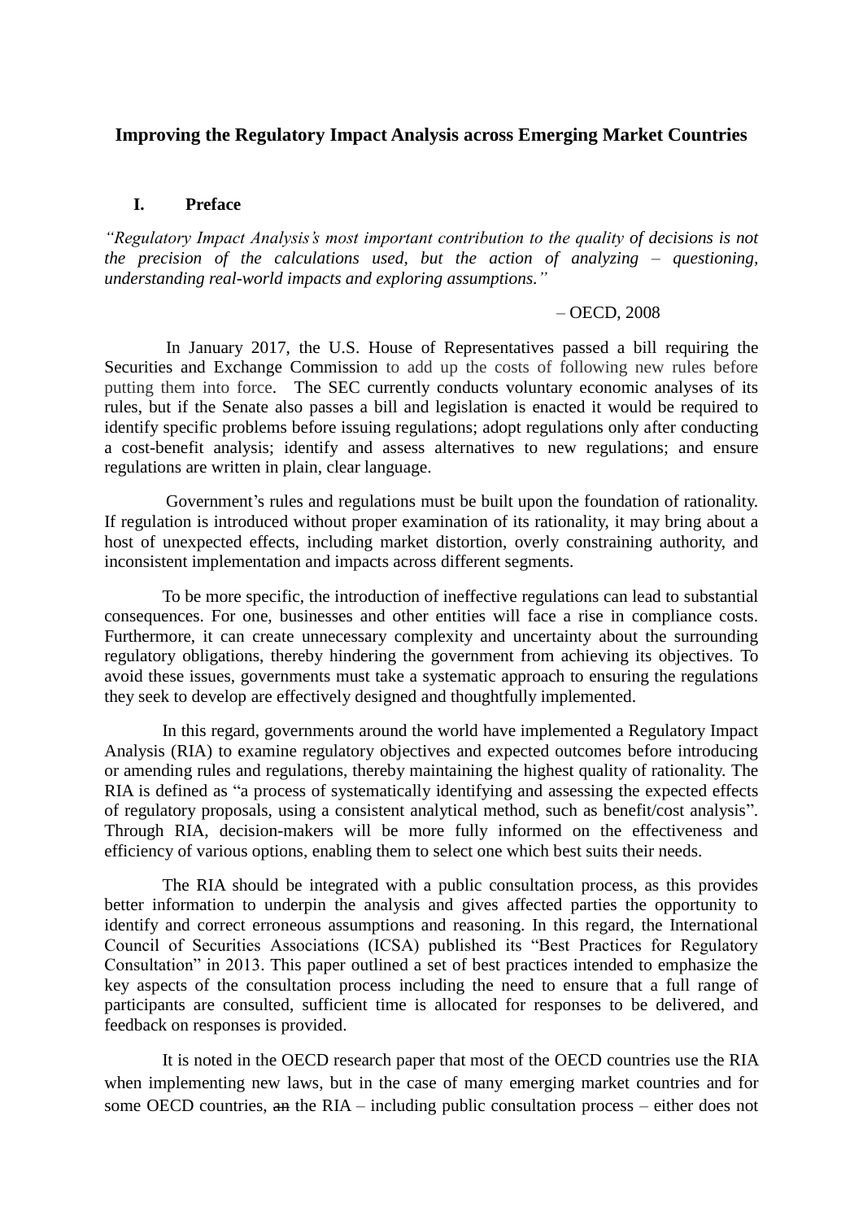# Improving the Regulatory Impact Analysis across Emerging Market Countries

## I. Preface

*"Regulatory Impact Analysis's most important contribution to the quality of decisions is not the precision of the calculations used, but the action of analyzing – questioning, understanding real-world impacts and exploring assumptions."*

– OECD, 2008

In January 2017, the U.S. House of Representatives passed a bill requiring the Securities and Exchange Commission to add up the costs of following new rules before putting them into force. The SEC currently conducts voluntary economic analyses of its rules, but if the Senate also passes a bill and legislation is enacted it would be required to identify specific problems before issuing regulations; adopt regulations only after conducting a cost-benefit analysis; identify and assess alternatives to new regulations; and ensure regulations are written in plain, clear language.

Government's rules and regulations must be built upon the foundation of rationality. If regulation is introduced without proper examination of its rationality, it may bring about a host of unexpected effects, including market distortion, overly constraining authority, and inconsistent implementation and impacts across different segments.

To be more specific, the introduction of ineffective regulations can lead to substantial consequences. For one, businesses and other entities will face a rise in compliance costs. Furthermore, it can create unnecessary complexity and uncertainty about the surrounding regulatory obligations, thereby hindering the government from achieving its objectives. To avoid these issues, governments must take a systematic approach to ensuring the regulations they seek to develop are effectively designed and thoughtfully implemented.

In this regard, governments around the world have implemented a Regulatory Impact Analysis (RIA) to examine regulatory objectives and expected outcomes before introducing or amending rules and regulations, thereby maintaining the highest quality of rationality. The RIA is defined as "a process of systematically identifying and assessing the expected effects of regulatory proposals, using a consistent analytical method, such as benefit/cost analysis". Through RIA, decision-makers will be more fully informed on the effectiveness and efficiency of various options, enabling them to select one which best suits their needs.

The RIA should be integrated with a public consultation process, as this provides better information to underpin the analysis and gives affected parties the opportunity to identify and correct erroneous assumptions and reasoning. In this regard, the International Council of Securities Associations (ICSA) published its "Best Practices for Regulatory Consultation" in 2013. This paper outlined a set of best practices intended to emphasize the key aspects of the consultation process including the need to ensure that a full range of participants are consulted, sufficient time is allocated for responses to be delivered, and feedback on responses is provided.

It is noted in the OECD research paper that most of the OECD countries use the RIA when implementing new laws, but in the case of many emerging market countries and for some OECD countries, ~~an~~ the RIA – including public consultation process – either does not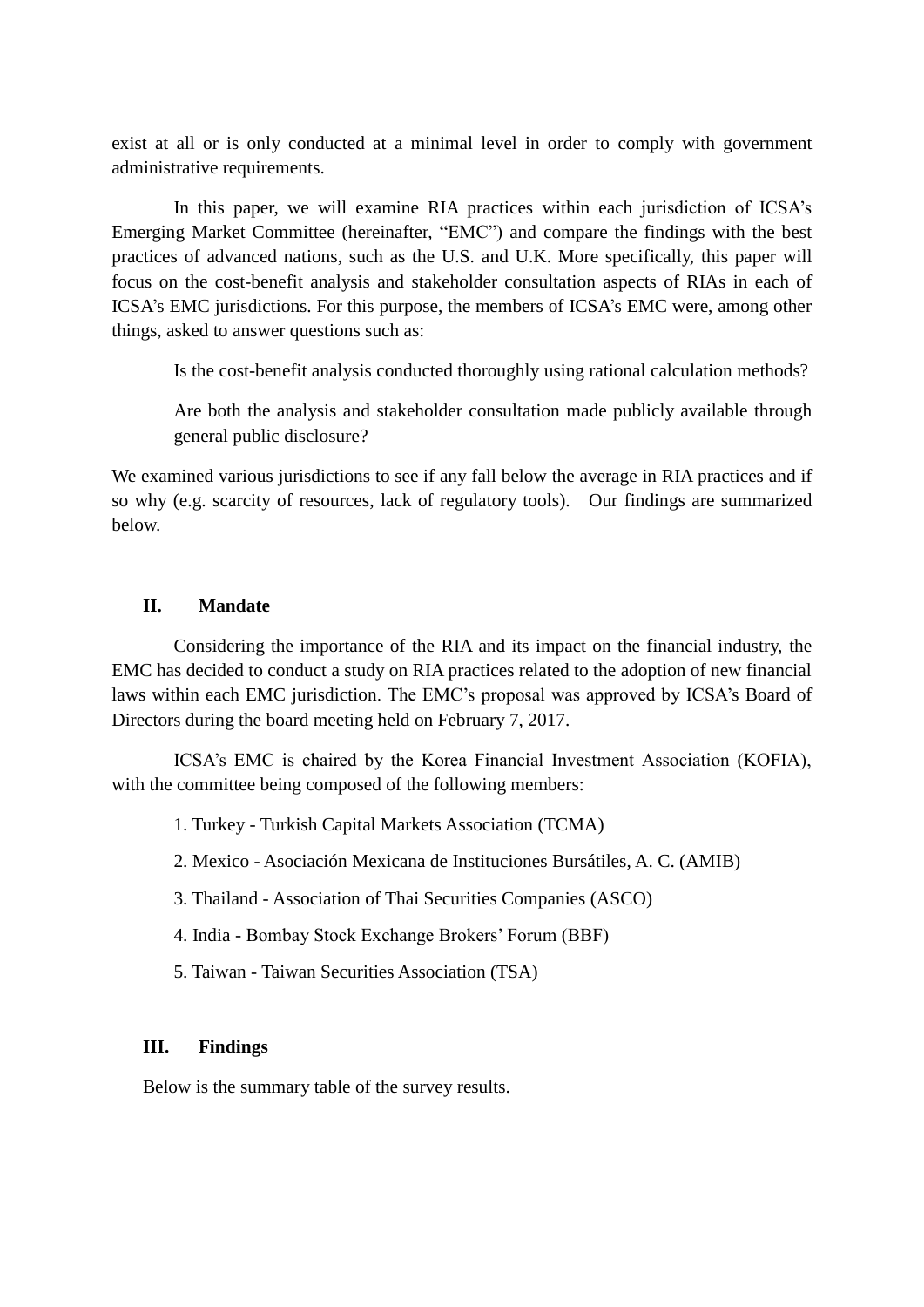exist at all or is only conducted at a minimal level in order to comply with government administrative requirements.

In this paper, we will examine RIA practices within each jurisdiction of ICSA's Emerging Market Committee (hereinafter, "EMC") and compare the findings with the best practices of advanced nations, such as the U.S. and U.K. More specifically, this paper will focus on the cost-benefit analysis and stakeholder consultation aspects of RIAs in each of ICSA's EMC jurisdictions. For this purpose, the members of ICSA's EMC were, among other things, asked to answer questions such as:

> Is the cost-benefit analysis conducted thoroughly using rational calculation methods?
>
> Are both the analysis and stakeholder consultation made publicly available through general public disclosure?

We examined various jurisdictions to see if any fall below the average in RIA practices and if so why (e.g. scarcity of resources, lack of regulatory tools). Our findings are summarized below.

## II. Mandate

Considering the importance of the RIA and its impact on the financial industry, the EMC has decided to conduct a study on RIA practices related to the adoption of new financial laws within each EMC jurisdiction. The EMC's proposal was approved by ICSA's Board of Directors during the board meeting held on February 7, 2017.

ICSA's EMC is chaired by the Korea Financial Investment Association (KOFIA), with the committee being composed of the following members:

1. Turkey - Turkish Capital Markets Association (TCMA)
2. Mexico - Asociación Mexicana de Instituciones Bursátiles, A. C. (AMIB)
3. Thailand - Association of Thai Securities Companies (ASCO)
4. India - Bombay Stock Exchange Brokers' Forum (BBF)
5. Taiwan - Taiwan Securities Association (TSA)

## III. Findings

Below is the summary table of the survey results.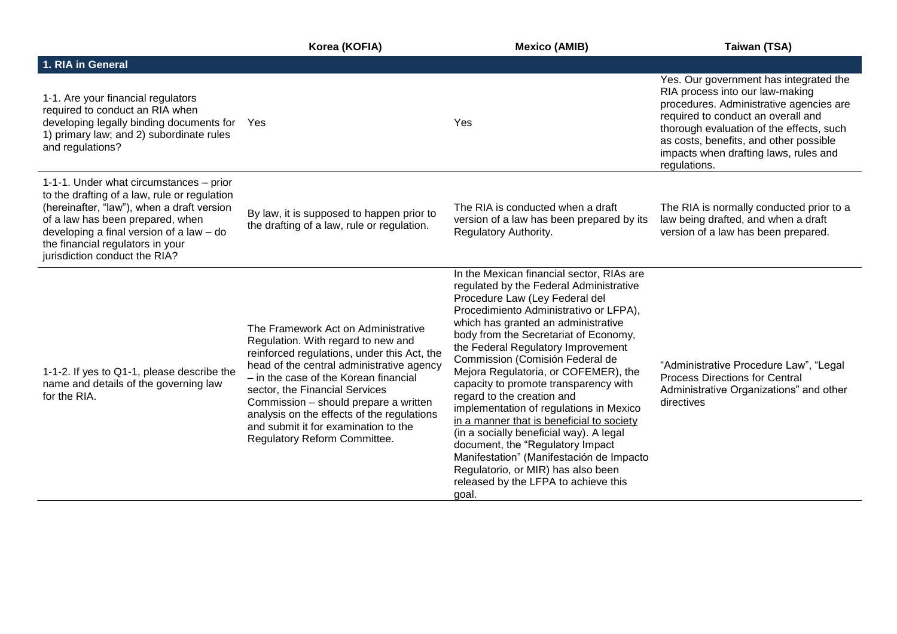| | Korea (KOFIA) | Mexico (AMIB) | Taiwan (TSA) |
|---|---|---|---|
| **1. RIA in General** | | | |
| 1-1. Are your financial regulators required to conduct an RIA when developing legally binding documents for 1) primary law; and 2) subordinate rules and regulations? | Yes | Yes | Yes. Our government has integrated the RIA process into our law-making procedures. Administrative agencies are required to conduct an overall and thorough evaluation of the effects, such as costs, benefits, and other possible impacts when drafting laws, rules and regulations. |
| 1-1-1. Under what circumstances – prior to the drafting of a law, rule or regulation (hereinafter, "law"), when a draft version of a law has been prepared, when developing a final version of a law – do the financial regulators in your jurisdiction conduct the RIA? | By law, it is supposed to happen prior to the drafting of a law, rule or regulation. | The RIA is conducted when a draft version of a law has been prepared by its Regulatory Authority. | The RIA is normally conducted prior to a law being drafted, and when a draft version of a law has been prepared. |
| 1-1-2. If yes to Q1-1, please describe the name and details of the governing law for the RIA. | The Framework Act on Administrative Regulation. With regard to new and reinforced regulations, under this Act, the head of the central administrative agency – in the case of the Korean financial sector, the Financial Services Commission – should prepare a written analysis on the effects of the regulations and submit it for examination to the Regulatory Reform Committee. | In the Mexican financial sector, RIAs are regulated by the Federal Administrative Procedure Law (Ley Federal del Procedimiento Administrativo or LFPA), which has granted an administrative body from the Secretariat of Economy, the Federal Regulatory Improvement Commission (Comisión Federal de Mejora Regulatoria, or COFEMER), the capacity to promote transparency with regard to the creation and implementation of regulations in Mexico <u>in a manner that is beneficial to society</u> (in a socially beneficial way). A legal document, the "Regulatory Impact Manifestation" (Manifestación de Impacto Regulatorio, or MIR) has also been released by the LFPA to achieve this goal. | "Administrative Procedure Law", "Legal Process Directions for Central Administrative Organizations" and other directives |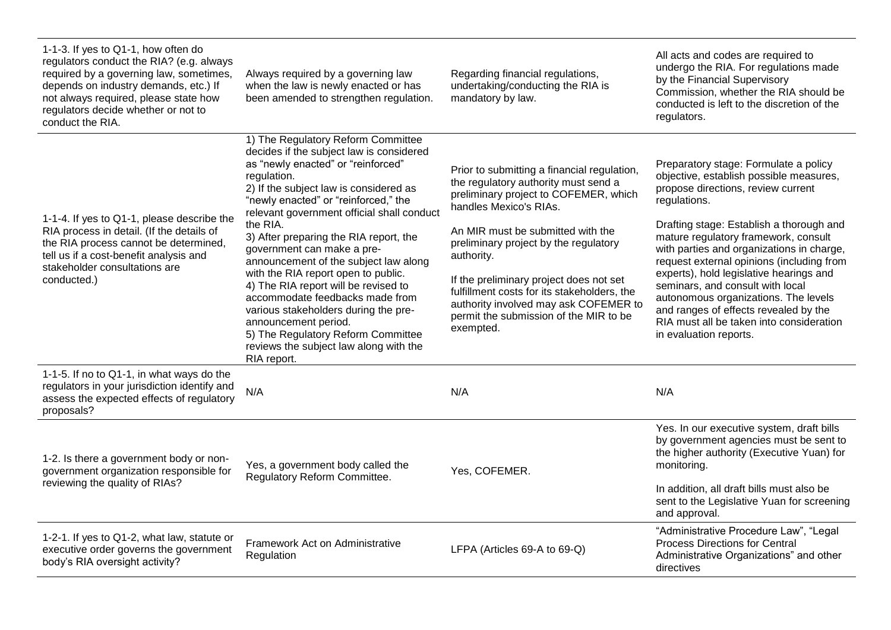| | | | |
|---|---|---|---|
| 1-1-3. If yes to Q1-1, how often do regulators conduct the RIA? (e.g. always required by a governing law, sometimes, depends on industry demands, etc.) If not always required, please state how regulators decide whether or not to conduct the RIA. | Always required by a governing law when the law is newly enacted or has been amended to strengthen regulation. | Regarding financial regulations, undertaking/conducting the RIA is mandatory by law. | All acts and codes are required to undergo the RIA. For regulations made by the Financial Supervisory Commission, whether the RIA should be conducted is left to the discretion of the regulators. |
| 1-1-4. If yes to Q1-1, please describe the RIA process in detail. (If the details of the RIA process cannot be determined, tell us if a cost-benefit analysis and stakeholder consultations are conducted.) | 1) The Regulatory Reform Committee decides if the subject law is considered as "newly enacted" or "reinforced" regulation.<br>2) If the subject law is considered as "newly enacted" or "reinforced," the relevant government official shall conduct the RIA.<br>3) After preparing the RIA report, the government can make a pre-announcement of the subject law along with the RIA report open to public.<br>4) The RIA report will be revised to accommodate feedbacks made from various stakeholders during the pre-announcement period.<br>5) The Regulatory Reform Committee reviews the subject law along with the RIA report. | Prior to submitting a financial regulation, the regulatory authority must send a preliminary project to COFEMER, which handles Mexico's RIAs.<br><br>An MIR must be submitted with the preliminary project by the regulatory authority.<br><br>If the preliminary project does not set fulfillment costs for its stakeholders, the authority involved may ask COFEMER to permit the submission of the MIR to be exempted. | Preparatory stage: Formulate a policy objective, establish possible measures, propose directions, review current regulations.<br><br>Drafting stage: Establish a thorough and mature regulatory framework, consult with parties and organizations in charge, request external opinions (including from experts), hold legislative hearings and seminars, and consult with local autonomous organizations. The levels and ranges of effects revealed by the RIA must all be taken into consideration in evaluation reports. |
| 1-1-5. If no to Q1-1, in what ways do the regulators in your jurisdiction identify and assess the expected effects of regulatory proposals? | N/A | N/A | N/A |
| 1-2. Is there a government body or non-government organization responsible for reviewing the quality of RIAs? | Yes, a government body called the Regulatory Reform Committee. | Yes, COFEMER. | Yes. In our executive system, draft bills by government agencies must be sent to the higher authority (Executive Yuan) for monitoring.<br><br>In addition, all draft bills must also be sent to the Legislative Yuan for screening and approval. |
| 1-2-1. If yes to Q1-2, what law, statute or executive order governs the government body's RIA oversight activity? | Framework Act on Administrative Regulation | LFPA (Articles 69-A to 69-Q) | "Administrative Procedure Law", "Legal Process Directions for Central Administrative Organizations" and other directives |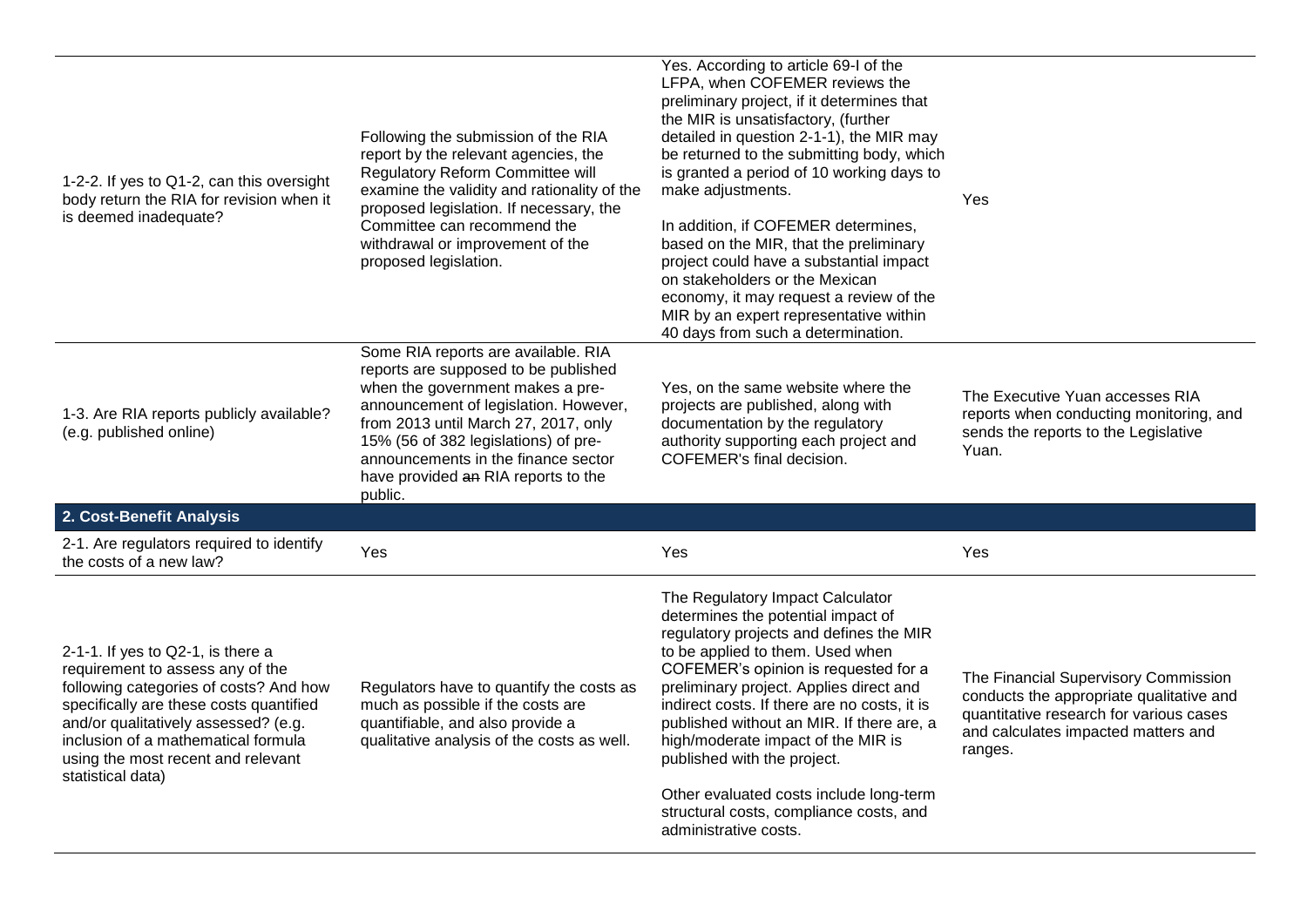| | | | |
|---|---|---|---|
| 1-2-2. If yes to Q1-2, can this oversight body return the RIA for revision when it is deemed inadequate? | Following the submission of the RIA report by the relevant agencies, the Regulatory Reform Committee will examine the validity and rationality of the proposed legislation. If necessary, the Committee can recommend the withdrawal or improvement of the proposed legislation. | Yes. According to article 69-I of the LFPA, when COFEMER reviews the preliminary project, if it determines that the MIR is unsatisfactory, (further detailed in question 2-1-1), the MIR may be returned to the submitting body, which is granted a period of 10 working days to make adjustments.<br><br>In addition, if COFEMER determines, based on the MIR, that the preliminary project could have a substantial impact on stakeholders or the Mexican economy, it may request a review of the MIR by an expert representative within 40 days from such a determination. | Yes |
| 1-3. Are RIA reports publicly available? (e.g. published online) | Some RIA reports are available. RIA reports are supposed to be published when the government makes a pre-announcement of legislation. However, from 2013 until March 27, 2017, only 15% (56 of 382 legislations) of pre-announcements in the finance sector have provided ~~an~~ RIA reports to the public. | Yes, on the same website where the projects are published, along with documentation by the regulatory authority supporting each project and COFEMER's final decision. | The Executive Yuan accesses RIA reports when conducting monitoring, and sends the reports to the Legislative Yuan. |
| **2. Cost-Benefit Analysis** | | | |
| 2-1. Are regulators required to identify the costs of a new law? | Yes | Yes | Yes |
| 2-1-1. If yes to Q2-1, is there a requirement to assess any of the following categories of costs? And how specifically are these costs quantified and/or qualitatively assessed? (e.g. inclusion of a mathematical formula using the most recent and relevant statistical data) | Regulators have to quantify the costs as much as possible if the costs are quantifiable, and also provide a qualitative analysis of the costs as well. | The Regulatory Impact Calculator determines the potential impact of regulatory projects and defines the MIR to be applied to them. Used when COFEMER's opinion is requested for a preliminary project. Applies direct and indirect costs. If there are no costs, it is published without an MIR. If there are, a high/moderate impact of the MIR is published with the project.<br><br>Other evaluated costs include long-term structural costs, compliance costs, and administrative costs. | The Financial Supervisory Commission conducts the appropriate qualitative and quantitative research for various cases and calculates impacted matters and ranges. |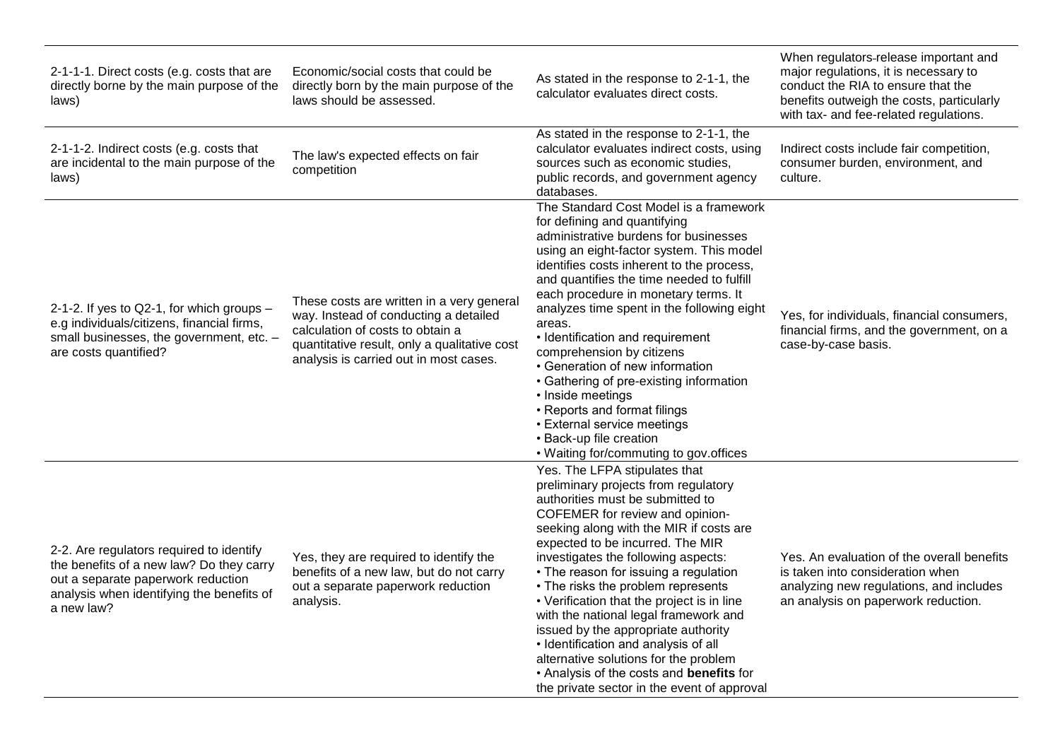| | | | |
|---|---|---|---|
| 2-1-1-1. Direct costs (e.g. costs that are directly borne by the main purpose of the laws) | Economic/social costs that could be directly born by the main purpose of the laws should be assessed. | As stated in the response to 2-1-1, the calculator evaluates direct costs. | When regulators release important and major regulations, it is necessary to conduct the RIA to ensure that the benefits outweigh the costs, particularly with tax- and fee-related regulations. |
| 2-1-1-2. Indirect costs (e.g. costs that are incidental to the main purpose of the laws) | The law's expected effects on fair competition | As stated in the response to 2-1-1, the calculator evaluates indirect costs, using sources such as economic studies, public records, and government agency databases. | Indirect costs include fair competition, consumer burden, environment, and culture. |
| 2-1-2. If yes to Q2-1, for which groups – e.g individuals/citizens, financial firms, small businesses, the government, etc. – are costs quantified? | These costs are written in a very general way. Instead of conducting a detailed calculation of costs to obtain a quantitative result, only a qualitative cost analysis is carried out in most cases. | The Standard Cost Model is a framework for defining and quantifying administrative burdens for businesses using an eight-factor system. This model identifies costs inherent to the process, and quantifies the time needed to fulfill each procedure in monetary terms. It analyzes time spent in the following eight areas.<br>• Identification and requirement comprehension by citizens<br>• Generation of new information<br>• Gathering of pre-existing information<br>• Inside meetings<br>• Reports and format filings<br>• External service meetings<br>• Back-up file creation<br>• Waiting for/commuting to gov.offices | Yes, for individuals, financial consumers, financial firms, and the government, on a case-by-case basis. |
| 2-2. Are regulators required to identify the benefits of a new law? Do they carry out a separate paperwork reduction analysis when identifying the benefits of a new law? | Yes, they are required to identify the benefits of a new law, but do not carry out a separate paperwork reduction analysis. | Yes. The LFPA stipulates that preliminary projects from regulatory authorities must be submitted to COFEMER for review and opinion-seeking along with the MIR if costs are expected to be incurred. The MIR investigates the following aspects:<br>• The reason for issuing a regulation<br>• The risks the problem represents<br>• Verification that the project is in line with the national legal framework and issued by the appropriate authority<br>• Identification and analysis of all alternative solutions for the problem<br>• Analysis of the costs and **benefits** for the private sector in the event of approval | Yes. An evaluation of the overall benefits is taken into consideration when analyzing new regulations, and includes an analysis on paperwork reduction. |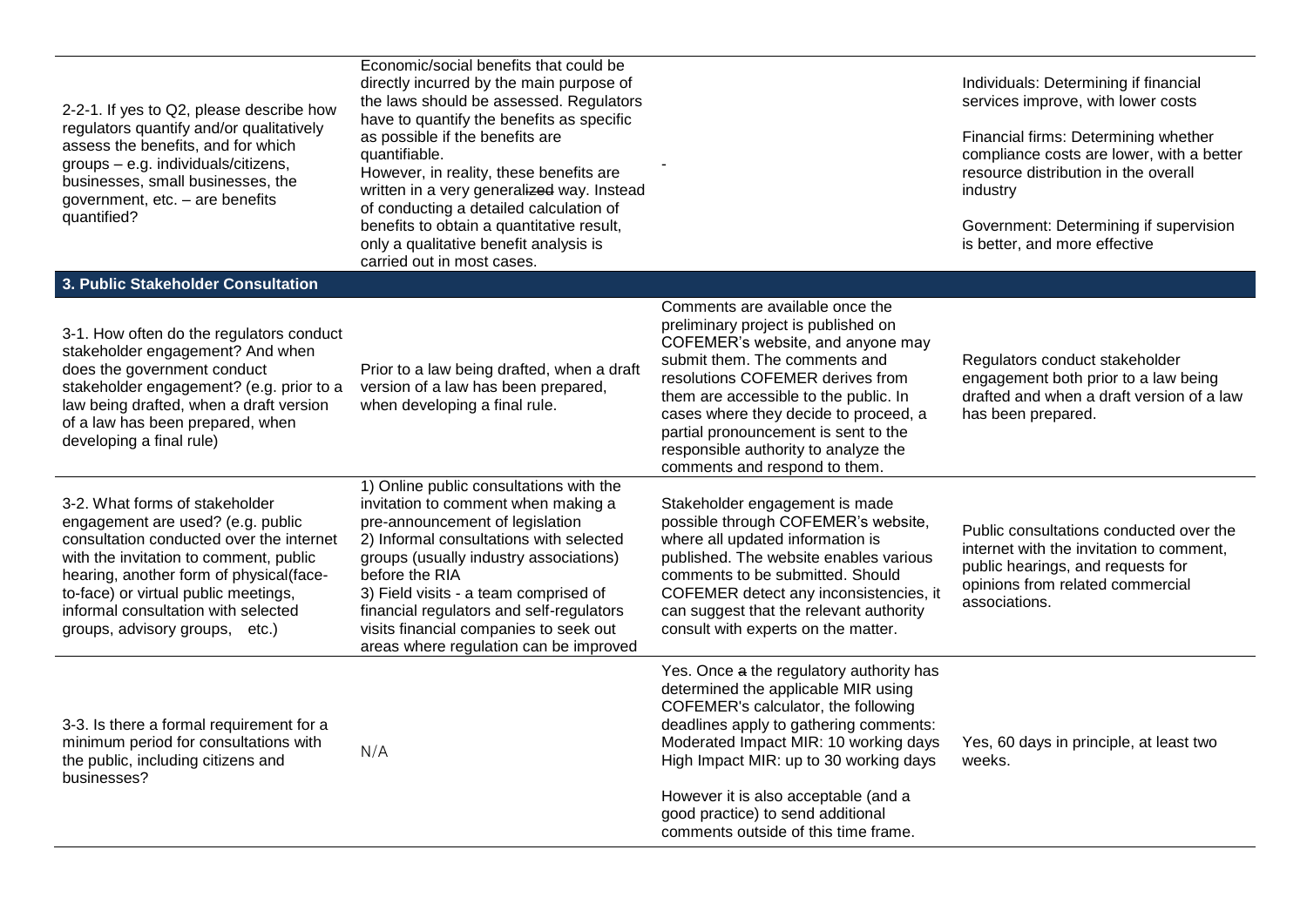| | | | |
|---|---|---|---|
| 2-2-1. If yes to Q2, please describe how regulators quantify and/or qualitatively assess the benefits, and for which groups – e.g. individuals/citizens, businesses, small businesses, the government, etc. – are benefits quantified? | Economic/social benefits that could be directly incurred by the main purpose of the laws should be assessed. Regulators have to quantify the benefits as specific as possible if the benefits are quantifiable.<br>However, in reality, these benefits are written in a very generalized way. Instead of conducting a detailed calculation of benefits to obtain a quantitative result, only a qualitative benefit analysis is carried out in most cases. | - | Individuals: Determining if financial services improve, with lower costs<br><br>Financial firms: Determining whether compliance costs are lower, with a better resource distribution in the overall industry<br><br>Government: Determining if supervision is better, and more effective |
| **3. Public Stakeholder Consultation** | | | |
| 3-1. How often do the regulators conduct stakeholder engagement? And when does the government conduct stakeholder engagement? (e.g. prior to a law being drafted, when a draft version of a law has been prepared, when developing a final rule) | Prior to a law being drafted, when a draft version of a law has been prepared, when developing a final rule. | Comments are available once the preliminary project is published on COFEMER's website, and anyone may submit them. The comments and resolutions COFEMER derives from them are accessible to the public. In cases where they decide to proceed, a partial pronouncement is sent to the responsible authority to analyze the comments and respond to them. | Regulators conduct stakeholder engagement both prior to a law being drafted and when a draft version of a law has been prepared. |
| 3-2. What forms of stakeholder engagement are used? (e.g. public consultation conducted over the internet with the invitation to comment, public hearing, another form of physical(face-to-face) or virtual public meetings, informal consultation with selected groups, advisory groups, etc.) | 1) Online public consultations with the invitation to comment when making a pre-announcement of legislation<br>2) Informal consultations with selected groups (usually industry associations) before the RIA<br>3) Field visits - a team comprised of financial regulators and self-regulators visits financial companies to seek out areas where regulation can be improved | Stakeholder engagement is made possible through COFEMER's website, where all updated information is published. The website enables various comments to be submitted. Should COFEMER detect any inconsistencies, it can suggest that the relevant authority consult with experts on the matter. | Public consultations conducted over the internet with the invitation to comment, public hearings, and requests for opinions from related commercial associations. |
| 3-3. Is there a formal requirement for a minimum period for consultations with the public, including citizens and businesses? | N/A | Yes. Once ~~a~~ the regulatory authority has determined the applicable MIR using COFEMER's calculator, the following deadlines apply to gathering comments:<br>Moderated Impact MIR: 10 working days<br>High Impact MIR: up to 30 working days<br><br>However it is also acceptable (and a good practice) to send additional comments outside of this time frame. | Yes, 60 days in principle, at least two weeks. |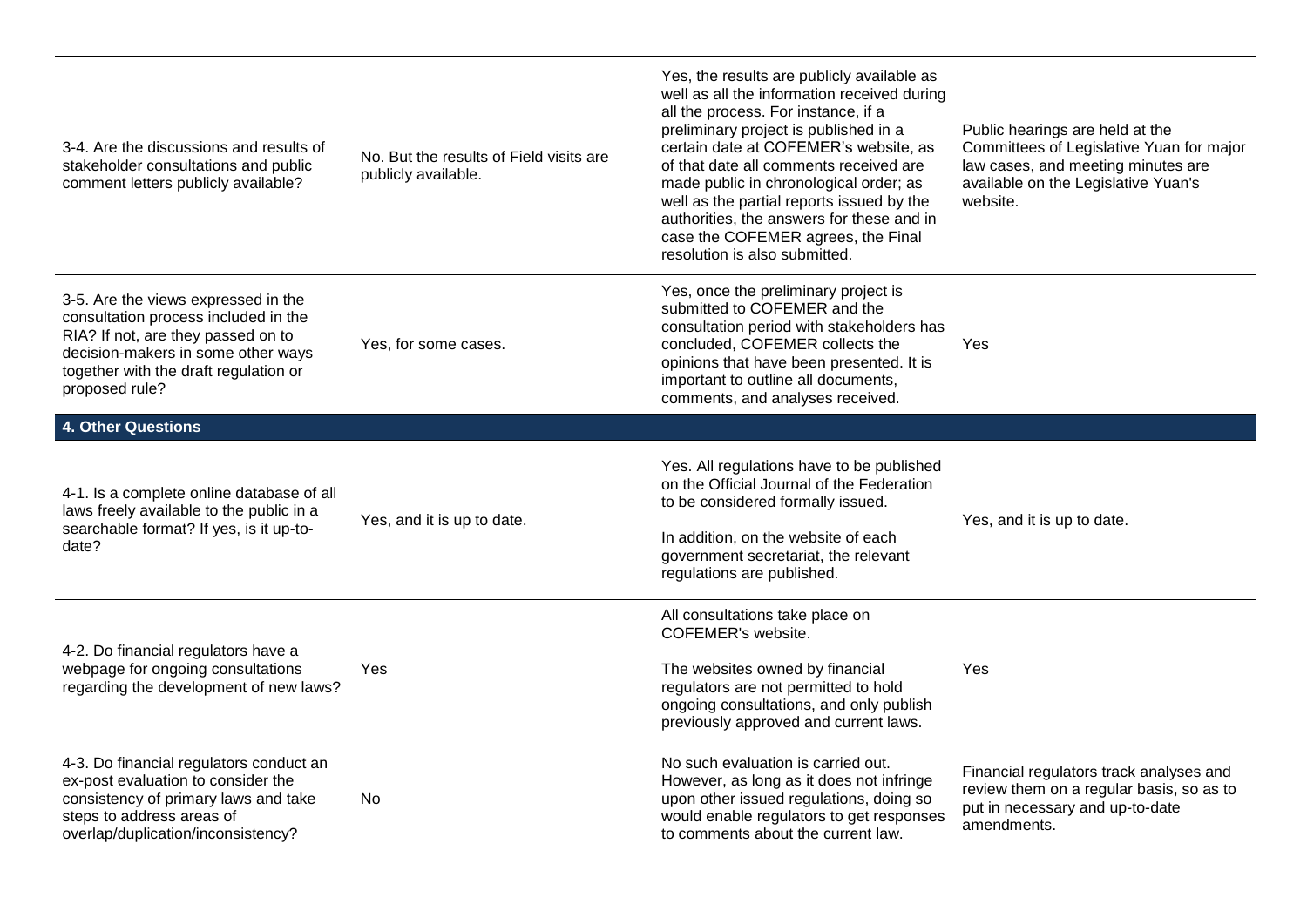| | | | |
|---|---|---|---|
| 3-4. Are the discussions and results of stakeholder consultations and public comment letters publicly available? | No. But the results of Field visits are publicly available. | Yes, the results are publicly available as well as all the information received during all the process. For instance, if a preliminary project is published in a certain date at COFEMER's website, as of that date all comments received are made public in chronological order; as well as the partial reports issued by the authorities, the answers for these and in case the COFEMER agrees, the Final resolution is also submitted. | Public hearings are held at the Committees of Legislative Yuan for major law cases, and meeting minutes are available on the Legislative Yuan's website. |
| 3-5. Are the views expressed in the consultation process included in the RIA? If not, are they passed on to decision-makers in some other ways together with the draft regulation or proposed rule? | Yes, for some cases. | Yes, once the preliminary project is submitted to COFEMER and the consultation period with stakeholders has concluded, COFEMER collects the opinions that have been presented. It is important to outline all documents, comments, and analyses received. | Yes |
| **4. Other Questions** | | | |
| 4-1. Is a complete online database of all laws freely available to the public in a searchable format? If yes, is it up-to-date? | Yes, and it is up to date. | Yes. All regulations have to be published on the Official Journal of the Federation to be considered formally issued.<br><br>In addition, on the website of each government secretariat, the relevant regulations are published. | Yes, and it is up to date. |
| 4-2. Do financial regulators have a webpage for ongoing consultations regarding the development of new laws? | Yes | All consultations take place on COFEMER's website.<br><br>The websites owned by financial regulators are not permitted to hold ongoing consultations, and only publish previously approved and current laws. | Yes |
| 4-3. Do financial regulators conduct an ex-post evaluation to consider the consistency of primary laws and take steps to address areas of overlap/duplication/inconsistency? | No | No such evaluation is carried out. However, as long as it does not infringe upon other issued regulations, doing so would enable regulators to get responses to comments about the current law. | Financial regulators track analyses and review them on a regular basis, so as to put in necessary and up-to-date amendments. |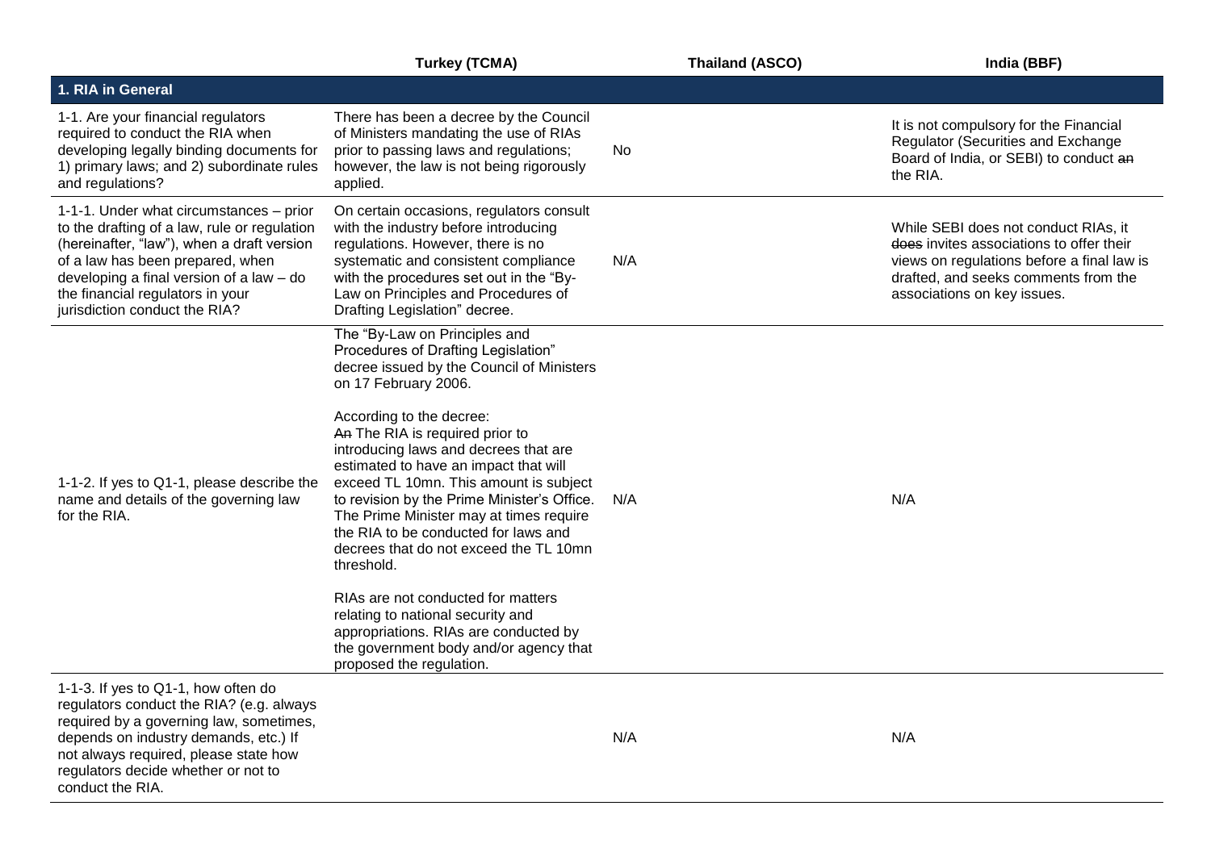| | Turkey (TCMA) | Thailand (ASCO) | India (BBF) |
|---|---|---|---|
| **1. RIA in General** | | | |
| 1-1. Are your financial regulators required to conduct the RIA when developing legally binding documents for 1) primary laws; and 2) subordinate rules and regulations? | There has been a decree by the Council of Ministers mandating the use of RIAs prior to passing laws and regulations; however, the law is not being rigorously applied. | No | It is not compulsory for the Financial Regulator (Securities and Exchange Board of India, or SEBI) to conduct ~~an~~ the RIA. |
| 1-1-1. Under what circumstances – prior to the drafting of a law, rule or regulation (hereinafter, "law"), when a draft version of a law has been prepared, when developing a final version of a law – do the financial regulators in your jurisdiction conduct the RIA? | On certain occasions, regulators consult with the industry before introducing regulations. However, there is no systematic and consistent compliance with the procedures set out in the "By-Law on Principles and Procedures of Drafting Legislation" decree. | N/A | While SEBI does not conduct RIAs, it ~~does~~ invites associations to offer their views on regulations before a final law is drafted, and seeks comments from the associations on key issues. |
| 1-1-2. If yes to Q1-1, please describe the name and details of the governing law for the RIA. | The "By-Law on Principles and Procedures of Drafting Legislation" decree issued by the Council of Ministers on 17 February 2006.<br><br>According to the decree:<br>~~An~~ The RIA is required prior to introducing laws and decrees that are estimated to have an impact that will exceed TL 10mn. This amount is subject to revision by the Prime Minister's Office. The Prime Minister may at times require the RIA to be conducted for laws and decrees that do not exceed the TL 10mn threshold.<br><br>RIAs are not conducted for matters relating to national security and appropriations. RIAs are conducted by the government body and/or agency that proposed the regulation. | N/A | N/A |
| 1-1-3. If yes to Q1-1, how often do regulators conduct the RIA? (e.g. always required by a governing law, sometimes, depends on industry demands, etc.) If not always required, please state how regulators decide whether or not to conduct the RIA. | | N/A | N/A |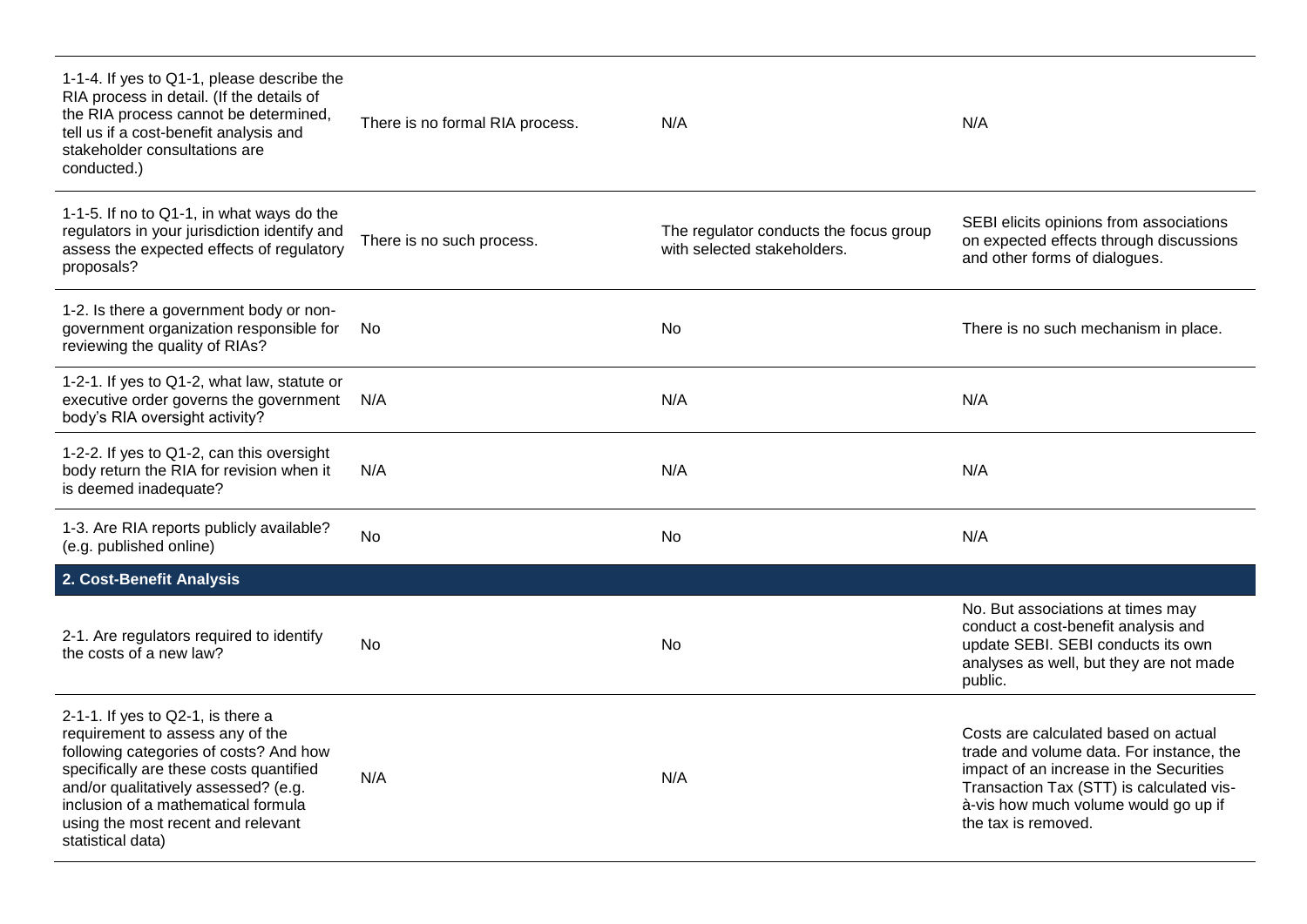| | | | |
|---|---|---|---|
| 1-1-4. If yes to Q1-1, please describe the RIA process in detail. (If the details of the RIA process cannot be determined, tell us if a cost-benefit analysis and stakeholder consultations are conducted.) | There is no formal RIA process. | N/A | N/A |
| 1-1-5. If no to Q1-1, in what ways do the regulators in your jurisdiction identify and assess the expected effects of regulatory proposals? | There is no such process. | The regulator conducts the focus group with selected stakeholders. | SEBI elicits opinions from associations on expected effects through discussions and other forms of dialogues. |
| 1-2. Is there a government body or non-government organization responsible for reviewing the quality of RIAs? | No | No | There is no such mechanism in place. |
| 1-2-1. If yes to Q1-2, what law, statute or executive order governs the government body's RIA oversight activity? | N/A | N/A | N/A |
| 1-2-2. If yes to Q1-2, can this oversight body return the RIA for revision when it is deemed inadequate? | N/A | N/A | N/A |
| 1-3. Are RIA reports publicly available? (e.g. published online) | No | No | N/A |
| **2. Cost-Benefit Analysis** | | | |
| 2-1. Are regulators required to identify the costs of a new law? | No | No | No. But associations at times may conduct a cost-benefit analysis and update SEBI. SEBI conducts its own analyses as well, but they are not made public. |
| 2-1-1. If yes to Q2-1, is there a requirement to assess any of the following categories of costs? And how specifically are these costs quantified and/or qualitatively assessed? (e.g. inclusion of a mathematical formula using the most recent and relevant statistical data) | N/A | N/A | Costs are calculated based on actual trade and volume data. For instance, the impact of an increase in the Securities Transaction Tax (STT) is calculated vis-à-vis how much volume would go up if the tax is removed. |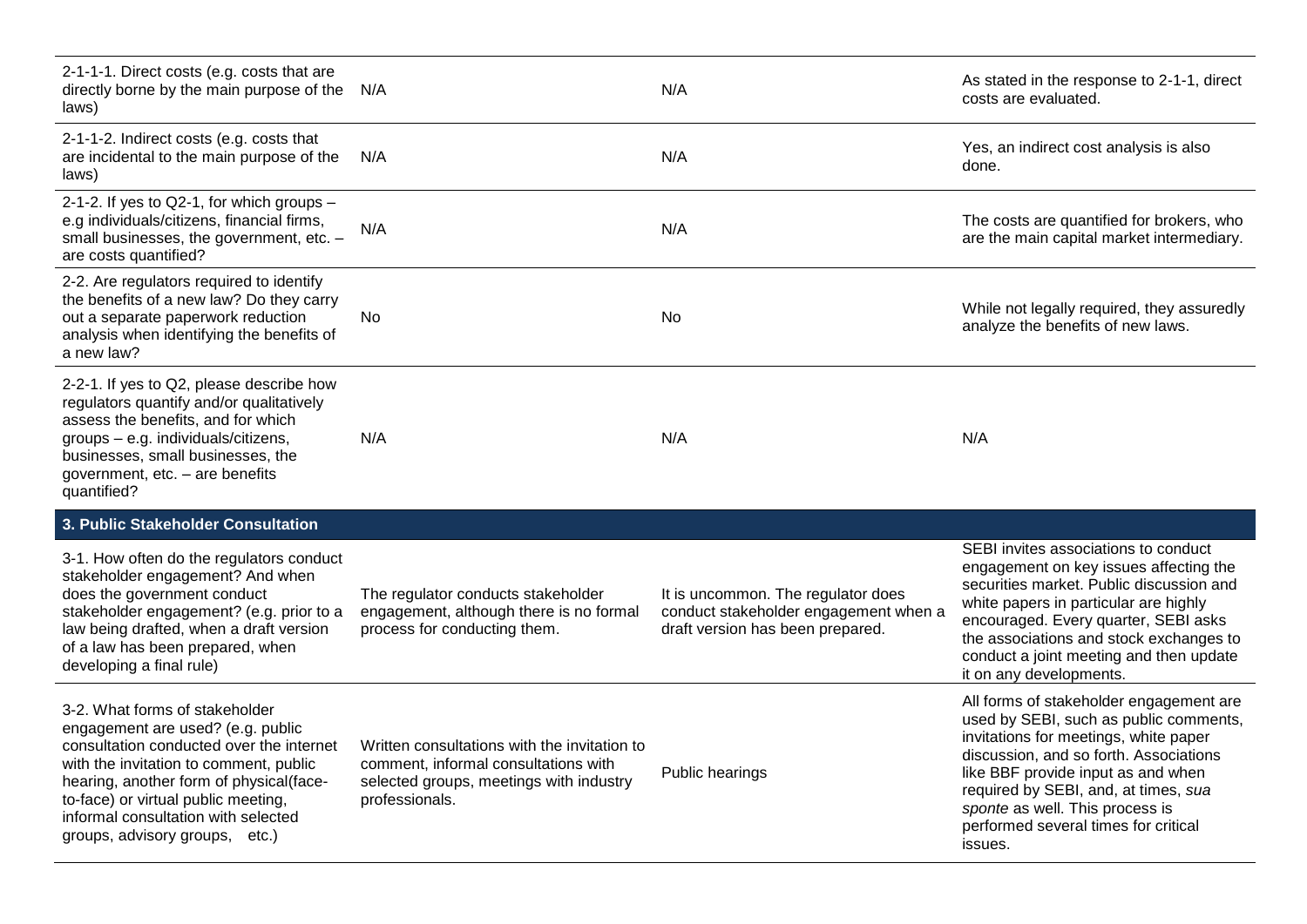| | | | |
|---|---|---|---|
| 2-1-1-1. Direct costs (e.g. costs that are directly borne by the main purpose of the laws) | N/A | N/A | As stated in the response to 2-1-1, direct costs are evaluated. |
| 2-1-1-2. Indirect costs (e.g. costs that are incidental to the main purpose of the laws) | N/A | N/A | Yes, an indirect cost analysis is also done. |
| 2-1-2. If yes to Q2-1, for which groups – e.g individuals/citizens, financial firms, small businesses, the government, etc. – are costs quantified? | N/A | N/A | The costs are quantified for brokers, who are the main capital market intermediary. |
| 2-2. Are regulators required to identify the benefits of a new law? Do they carry out a separate paperwork reduction analysis when identifying the benefits of a new law? | No | No | While not legally required, they assuredly analyze the benefits of new laws. |
| 2-2-1. If yes to Q2, please describe how regulators quantify and/or qualitatively assess the benefits, and for which groups – e.g. individuals/citizens, businesses, small businesses, the government, etc. – are benefits quantified? | N/A | N/A | N/A |
| **3. Public Stakeholder Consultation** | | | |
| 3-1. How often do the regulators conduct stakeholder engagement? And when does the government conduct stakeholder engagement? (e.g. prior to a law being drafted, when a draft version of a law has been prepared, when developing a final rule) | The regulator conducts stakeholder engagement, although there is no formal process for conducting them. | It is uncommon. The regulator does conduct stakeholder engagement when a draft version has been prepared. | SEBI invites associations to conduct engagement on key issues affecting the securities market. Public discussion and white papers in particular are highly encouraged. Every quarter, SEBI asks the associations and stock exchanges to conduct a joint meeting and then update it on any developments. |
| 3-2. What forms of stakeholder engagement are used? (e.g. public consultation conducted over the internet with the invitation to comment, public hearing, another form of physical(face-to-face) or virtual public meeting, informal consultation with selected groups, advisory groups, etc.) | Written consultations with the invitation to comment, informal consultations with selected groups, meetings with industry professionals. | Public hearings | All forms of stakeholder engagement are used by SEBI, such as public comments, invitations for meetings, white paper discussion, and so forth. Associations like BBF provide input as and when required by SEBI, and, at times, *sua sponte* as well. This process is performed several times for critical issues. |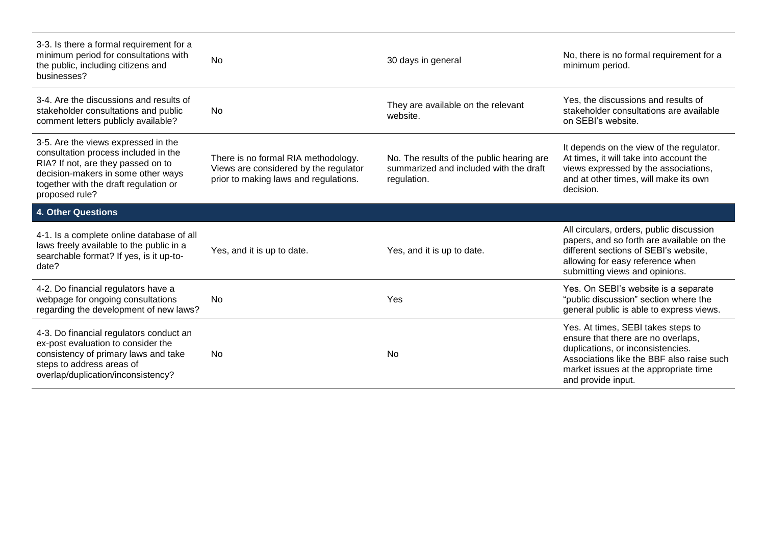| | | | |
|---|---|---|---|
| 3-3. Is there a formal requirement for a minimum period for consultations with the public, including citizens and businesses? | No | 30 days in general | No, there is no formal requirement for a minimum period. |
| 3-4. Are the discussions and results of stakeholder consultations and public comment letters publicly available? | No | They are available on the relevant website. | Yes, the discussions and results of stakeholder consultations are available on SEBI's website. |
| 3-5. Are the views expressed in the consultation process included in the RIA? If not, are they passed on to decision-makers in some other ways together with the draft regulation or proposed rule? | There is no formal RIA methodology. Views are considered by the regulator prior to making laws and regulations. | No. The results of the public hearing are summarized and included with the draft regulation. | It depends on the view of the regulator. At times, it will take into account the views expressed by the associations, and at other times, will make its own decision. |
| **4. Other Questions** | | | |
| 4-1. Is a complete online database of all laws freely available to the public in a searchable format? If yes, is it up-to-date? | Yes, and it is up to date. | Yes, and it is up to date. | All circulars, orders, public discussion papers, and so forth are available on the different sections of SEBI's website, allowing for easy reference when submitting views and opinions. |
| 4-2. Do financial regulators have a webpage for ongoing consultations regarding the development of new laws? | No | Yes | Yes. On SEBI's website is a separate "public discussion" section where the general public is able to express views. |
| 4-3. Do financial regulators conduct an ex-post evaluation to consider the consistency of primary laws and take steps to address areas of overlap/duplication/inconsistency? | No | No | Yes. At times, SEBI takes steps to ensure that there are no overlaps, duplications, or inconsistencies. Associations like the BBF also raise such market issues at the appropriate time and provide input. |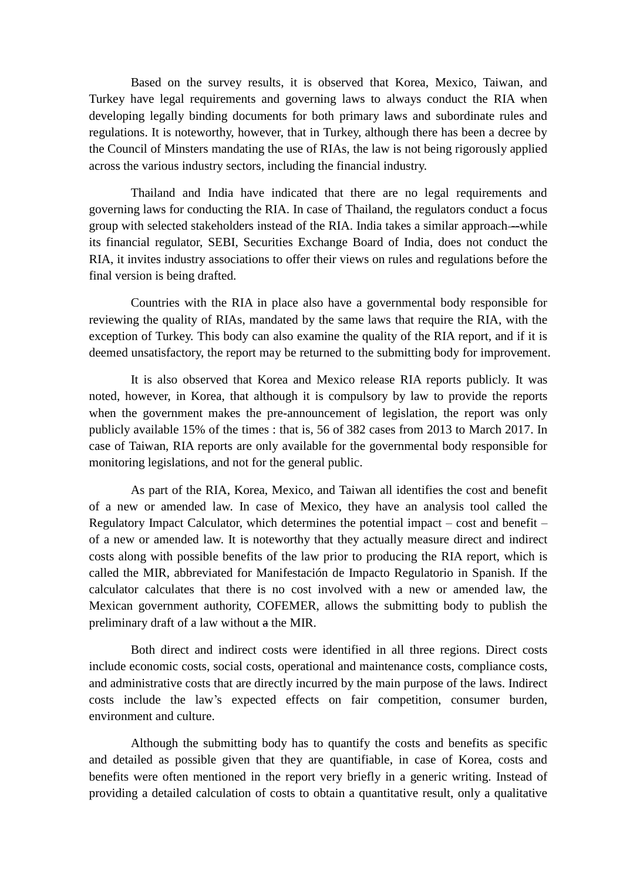Based on the survey results, it is observed that Korea, Mexico, Taiwan, and Turkey have legal requirements and governing laws to always conduct the RIA when developing legally binding documents for both primary laws and subordinate rules and regulations. It is noteworthy, however, that in Turkey, although there has been a decree by the Council of Minsters mandating the use of RIAs, the law is not being rigorously applied across the various industry sectors, including the financial industry.

Thailand and India have indicated that there are no legal requirements and governing laws for conducting the RIA. In case of Thailand, the regulators conduct a focus group with selected stakeholders instead of the RIA. India takes a similar approach—while its financial regulator, SEBI, Securities Exchange Board of India, does not conduct the RIA, it invites industry associations to offer their views on rules and regulations before the final version is being drafted.

Countries with the RIA in place also have a governmental body responsible for reviewing the quality of RIAs, mandated by the same laws that require the RIA, with the exception of Turkey. This body can also examine the quality of the RIA report, and if it is deemed unsatisfactory, the report may be returned to the submitting body for improvement.

It is also observed that Korea and Mexico release RIA reports publicly. It was noted, however, in Korea, that although it is compulsory by law to provide the reports when the government makes the pre-announcement of legislation, the report was only publicly available 15% of the times : that is, 56 of 382 cases from 2013 to March 2017. In case of Taiwan, RIA reports are only available for the governmental body responsible for monitoring legislations, and not for the general public.

As part of the RIA, Korea, Mexico, and Taiwan all identifies the cost and benefit of a new or amended law. In case of Mexico, they have an analysis tool called the Regulatory Impact Calculator, which determines the potential impact – cost and benefit – of a new or amended law. It is noteworthy that they actually measure direct and indirect costs along with possible benefits of the law prior to producing the RIA report, which is called the MIR, abbreviated for Manifestación de Impacto Regulatorio in Spanish. If the calculator calculates that there is no cost involved with a new or amended law, the Mexican government authority, COFEMER, allows the submitting body to publish the preliminary draft of a law without ~~a~~ the MIR.

Both direct and indirect costs were identified in all three regions. Direct costs include economic costs, social costs, operational and maintenance costs, compliance costs, and administrative costs that are directly incurred by the main purpose of the laws. Indirect costs include the law's expected effects on fair competition, consumer burden, environment and culture.

Although the submitting body has to quantify the costs and benefits as specific and detailed as possible given that they are quantifiable, in case of Korea, costs and benefits were often mentioned in the report very briefly in a generic writing. Instead of providing a detailed calculation of costs to obtain a quantitative result, only a qualitative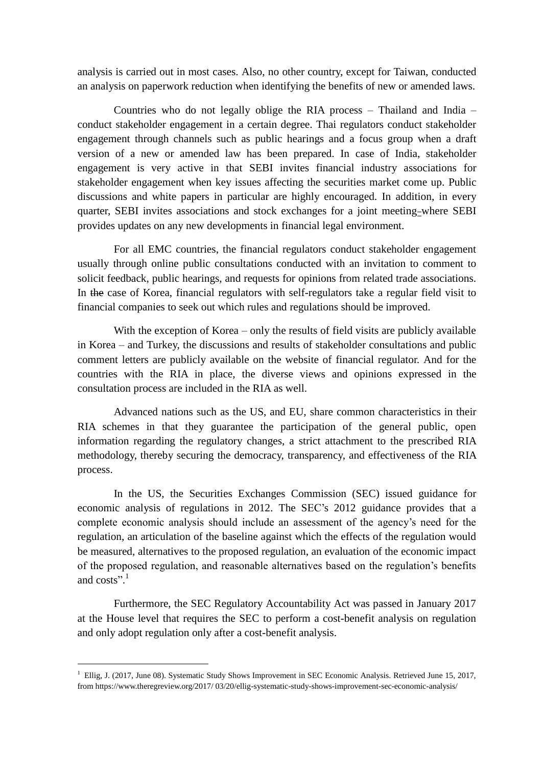analysis is carried out in most cases. Also, no other country, except for Taiwan, conducted an analysis on paperwork reduction when identifying the benefits of new or amended laws.

Countries who do not legally oblige the RIA process – Thailand and India – conduct stakeholder engagement in a certain degree. Thai regulators conduct stakeholder engagement through channels such as public hearings and a focus group when a draft version of a new or amended law has been prepared. In case of India, stakeholder engagement is very active in that SEBI invites financial industry associations for stakeholder engagement when key issues affecting the securities market come up. Public discussions and white papers in particular are highly encouraged. In addition, in every quarter, SEBI invites associations and stock exchanges for a joint meeting where SEBI provides updates on any new developments in financial legal environment.

For all EMC countries, the financial regulators conduct stakeholder engagement usually through online public consultations conducted with an invitation to comment to solicit feedback, public hearings, and requests for opinions from related trade associations. In the case of Korea, financial regulators with self-regulators take a regular field visit to financial companies to seek out which rules and regulations should be improved.

With the exception of Korea – only the results of field visits are publicly available in Korea – and Turkey, the discussions and results of stakeholder consultations and public comment letters are publicly available on the website of financial regulator. And for the countries with the RIA in place, the diverse views and opinions expressed in the consultation process are included in the RIA as well.

Advanced nations such as the US, and EU, share common characteristics in their RIA schemes in that they guarantee the participation of the general public, open information regarding the regulatory changes, a strict attachment to the prescribed RIA methodology, thereby securing the democracy, transparency, and effectiveness of the RIA process.

In the US, the Securities Exchanges Commission (SEC) issued guidance for economic analysis of regulations in 2012. The SEC's 2012 guidance provides that a complete economic analysis should include an assessment of the agency's need for the regulation, an articulation of the baseline against which the effects of the regulation would be measured, alternatives to the proposed regulation, an evaluation of the economic impact of the proposed regulation, and reasonable alternatives based on the regulation's benefits and costs".[1]

Furthermore, the SEC Regulatory Accountability Act was passed in January 2017 at the House level that requires the SEC to perform a cost-benefit analysis on regulation and only adopt regulation only after a cost-benefit analysis.

---

[1] Ellig, J. (2017, June 08). Systematic Study Shows Improvement in SEC Economic Analysis. Retrieved June 15, 2017, from https://www.theregreview.org/2017/ 03/20/ellig-systematic-study-shows-improvement-sec-economic-analysis/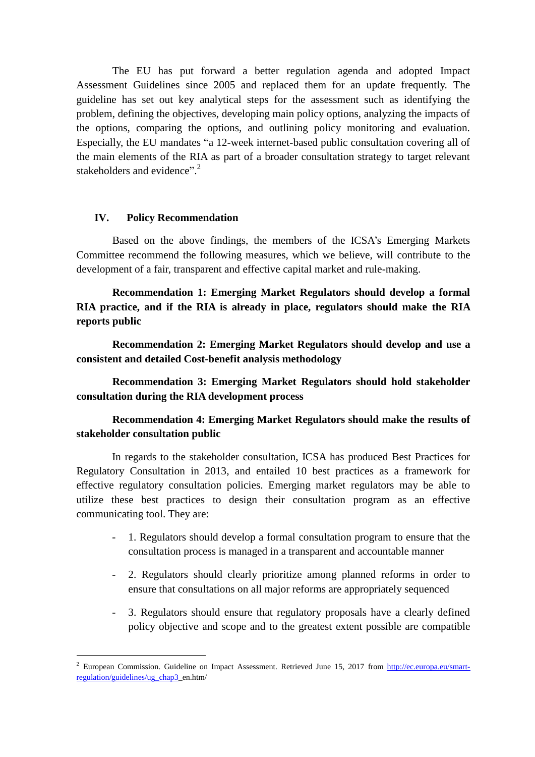The EU has put forward a better regulation agenda and adopted Impact Assessment Guidelines since 2005 and replaced them for an update frequently. The guideline has set out key analytical steps for the assessment such as identifying the problem, defining the objectives, developing main policy options, analyzing the impacts of the options, comparing the options, and outlining policy monitoring and evaluation. Especially, the EU mandates "a 12-week internet-based public consultation covering all of the main elements of the RIA as part of a broader consultation strategy to target relevant stakeholders and evidence".[2]

## IV. Policy Recommendation

Based on the above findings, the members of the ICSA's Emerging Markets Committee recommend the following measures, which we believe, will contribute to the development of a fair, transparent and effective capital market and rule-making.

**Recommendation 1: Emerging Market Regulators should develop a formal RIA practice, and if the RIA is already in place, regulators should make the RIA reports public**

**Recommendation 2: Emerging Market Regulators should develop and use a consistent and detailed Cost-benefit analysis methodology**

**Recommendation 3: Emerging Market Regulators should hold stakeholder consultation during the RIA development process**

**Recommendation 4: Emerging Market Regulators should make the results of stakeholder consultation public**

In regards to the stakeholder consultation, ICSA has produced Best Practices for Regulatory Consultation in 2013, and entailed 10 best practices as a framework for effective regulatory consultation policies. Emerging market regulators may be able to utilize these best practices to design their consultation program as an effective communicating tool. They are:

- 1. Regulators should develop a formal consultation program to ensure that the consultation process is managed in a transparent and accountable manner
- 2. Regulators should clearly prioritize among planned reforms in order to ensure that consultations on all major reforms are appropriately sequenced
- 3. Regulators should ensure that regulatory proposals have a clearly defined policy objective and scope and to the greatest extent possible are compatible

---

[2] European Commission. Guideline on Impact Assessment. Retrieved June 15, 2017 from http://ec.europa.eu/smart-regulation/guidelines/ug_chap3_en.htm/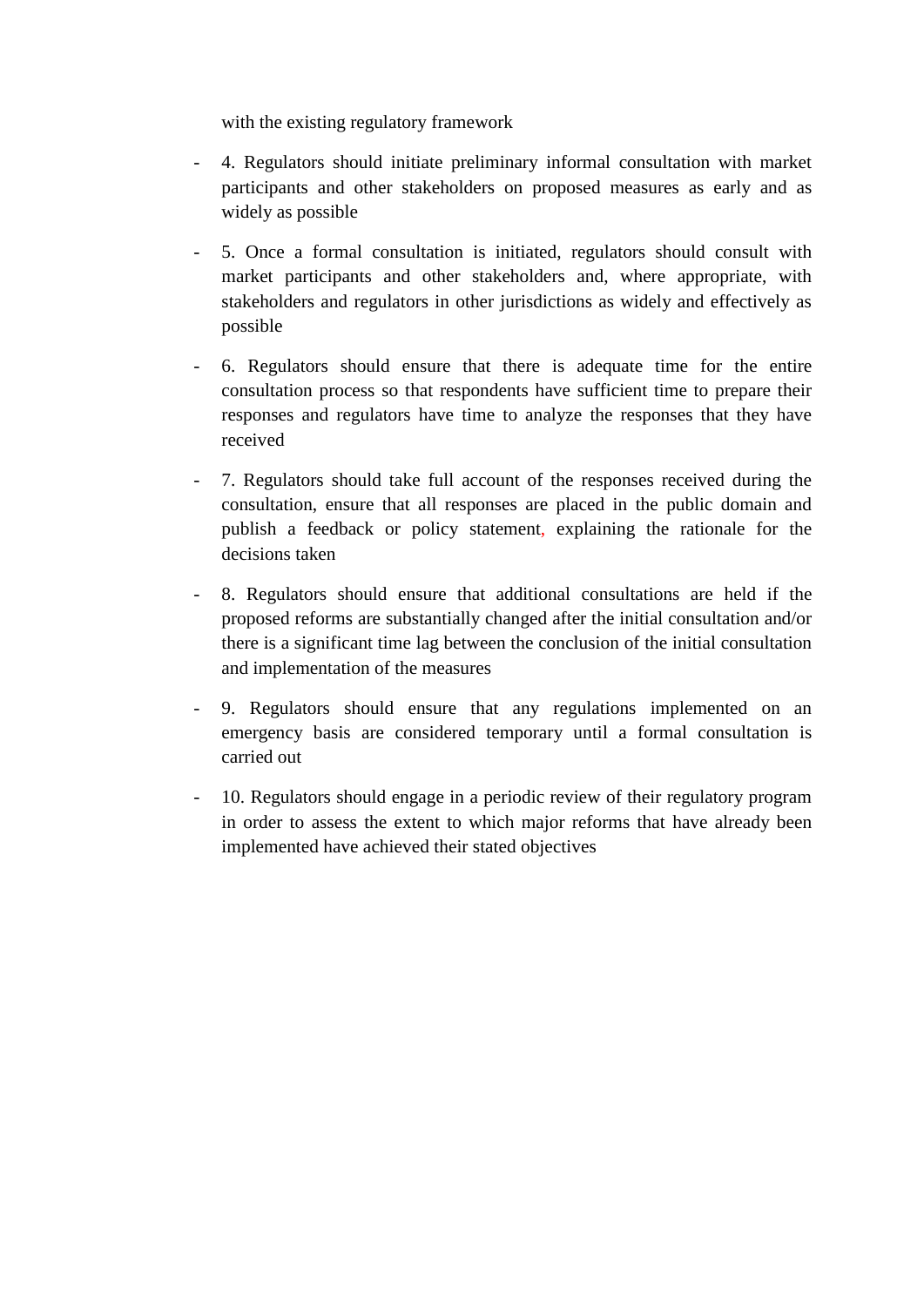with the existing regulatory framework

- 4. Regulators should initiate preliminary informal consultation with market participants and other stakeholders on proposed measures as early and as widely as possible
- 5. Once a formal consultation is initiated, regulators should consult with market participants and other stakeholders and, where appropriate, with stakeholders and regulators in other jurisdictions as widely and effectively as possible
- 6. Regulators should ensure that there is adequate time for the entire consultation process so that respondents have sufficient time to prepare their responses and regulators have time to analyze the responses that they have received
- 7. Regulators should take full account of the responses received during the consultation, ensure that all responses are placed in the public domain and publish a feedback or policy statement, explaining the rationale for the decisions taken
- 8. Regulators should ensure that additional consultations are held if the proposed reforms are substantially changed after the initial consultation and/or there is a significant time lag between the conclusion of the initial consultation and implementation of the measures
- 9. Regulators should ensure that any regulations implemented on an emergency basis are considered temporary until a formal consultation is carried out
- 10. Regulators should engage in a periodic review of their regulatory program in order to assess the extent to which major reforms that have already been implemented have achieved their stated objectives